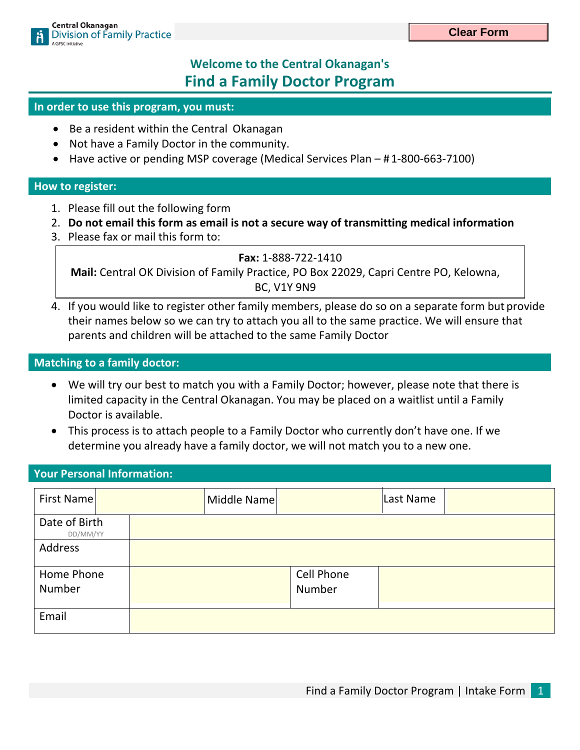Central Okanagan Division of Family Practice — A GPSC initiative

Clear Form

# Welcome to the Central Okanagan's
# Find a Family Doctor Program

## In order to use this program, you must:

- Be a resident within the Central Okanagan
- Not have a Family Doctor in the community.
- Have active or pending MSP coverage (Medical Services Plan – # 1-800-663-7100)

## How to register:

1. Please fill out the following form
2. **Do not email this form as email is not a secure way of transmitting medical information**
3. Please fax or mail this form to:

   **Fax:** 1-888-722-1410
   **Mail:** Central OK Division of Family Practice, PO Box 22029, Capri Centre PO, Kelowna, BC, V1Y 9N9

4. If you would like to register other family members, please do so on a separate form but provide their names below so we can try to attach you all to the same practice. We will ensure that parents and children will be attached to the same Family Doctor

## Matching to a family doctor:

- We will try our best to match you with a Family Doctor; however, please note that there is limited capacity in the Central Okanagan. You may be placed on a waitlist until a Family Doctor is available.
- This process is to attach people to a Family Doctor who currently don't have one. If we determine you already have a family doctor, we will not match you to a new one.

## Your Personal Information:

| First Name | | Middle Name | | Last Name | |
|---|---|---|---|---|---|
| Date of Birth (DD/MM/YY) | | | | | |
| Address | | | | | |
| Home Phone Number | | | Cell Phone Number | | |
| Email | | | | | |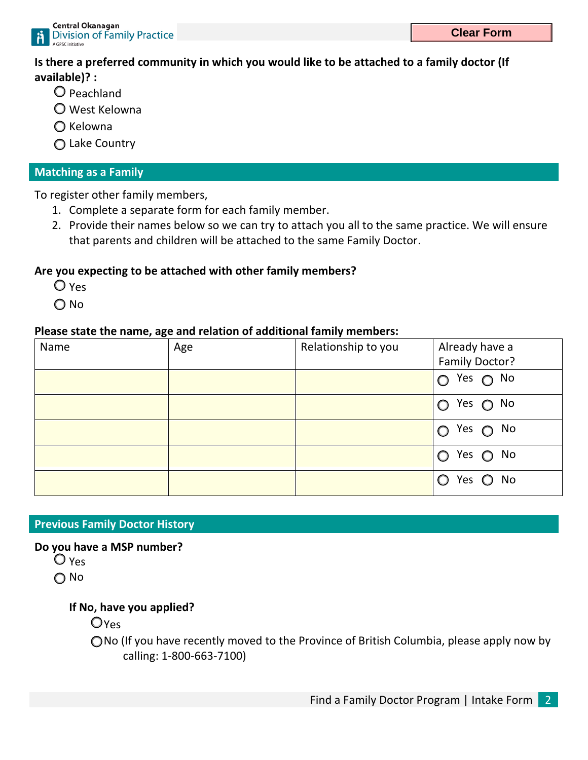**Is there a preferred community in which you would like to be attached to a family doctor (If available)? :**

- ○ Peachland
- ○ West Kelowna
- ○ Kelowna
- ○ Lake Country

## Matching as a Family

To register other family members,

1. Complete a separate form for each family member.
2. Provide their names below so we can try to attach you all to the same practice. We will ensure that parents and children will be attached to the same Family Doctor.

**Are you expecting to be attached with other family members?**

- ○ Yes
- ○ No

**Please state the name, age and relation of additional family members:**

| Name | Age | Relationship to you | Already have a Family Doctor? |
|---|---|---|---|
| | | | ○ Yes ○ No |
| | | | ○ Yes ○ No |
| | | | ○ Yes ○ No |
| | | | ○ Yes ○ No |
| | | | ○ Yes ○ No |

## Previous Family Doctor History

**Do you have a MSP number?**

- ○ Yes
- ○ No

**If No, have you applied?**

- ○ Yes
- ○ No (If you have recently moved to the Province of British Columbia, please apply now by calling: 1-800-663-7100)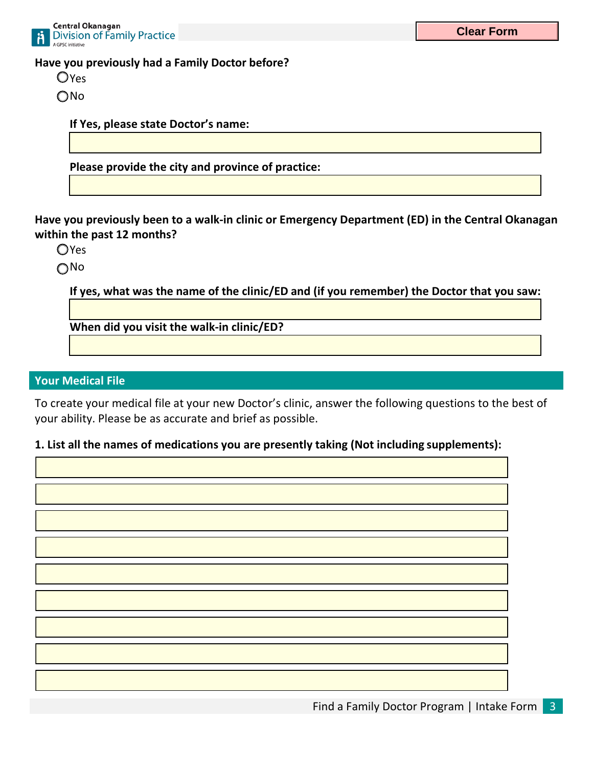**Have you previously had a Family Doctor before?**

- ◯ Yes
- ◯ No

**If Yes, please state Doctor's name:**

**Please provide the city and province of practice:**

**Have you previously been to a walk-in clinic or Emergency Department (ED) in the Central Okanagan within the past 12 months?**

- ◯ Yes
- ◯ No

**If yes, what was the name of the clinic/ED and (if you remember) the Doctor that you saw:**

**When did you visit the walk-in clinic/ED?**

## Your Medical File

To create your medical file at your new Doctor's clinic, answer the following questions to the best of your ability. Please be as accurate and brief as possible.

**1. List all the names of medications you are presently taking (Not including supplements):**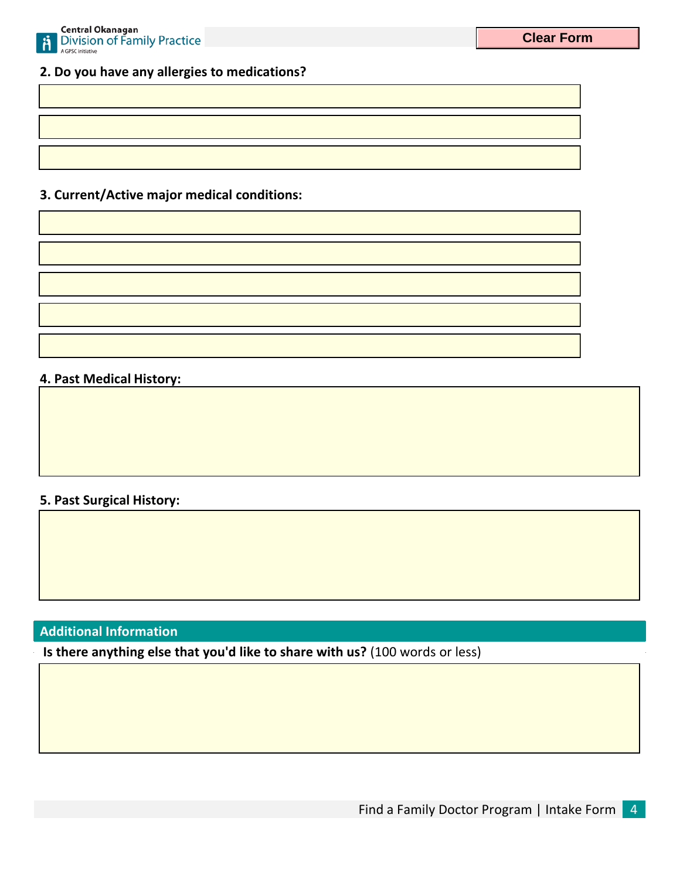**2. Do you have any allergies to medications?**

**3. Current/Active major medical conditions:**

**4. Past Medical History:**

**5. Past Surgical History:**

## Additional Information

**Is there anything else that you'd like to share with us?** (100 words or less)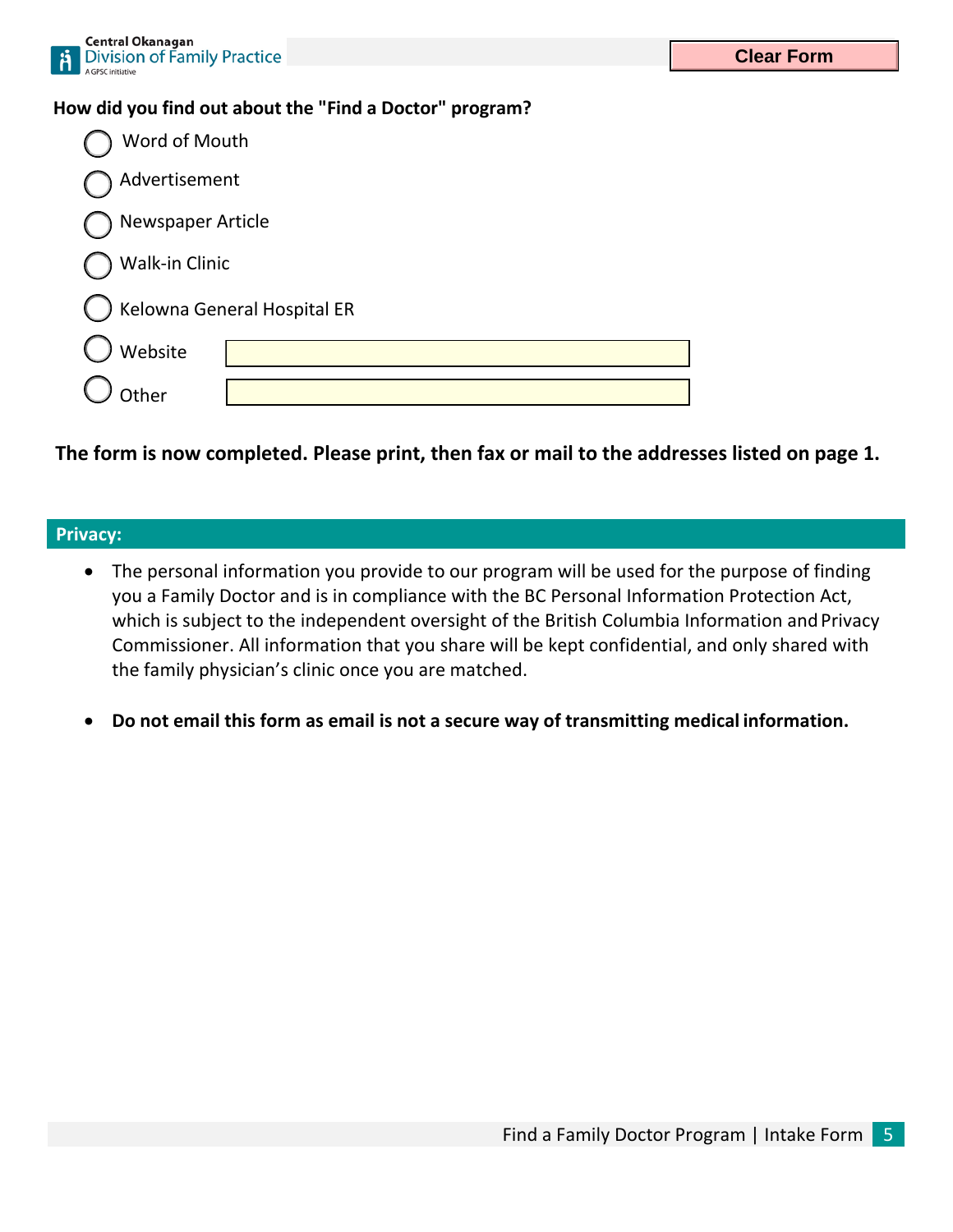**How did you find out about the "Find a Doctor" program?**

- ◯ Word of Mouth
- ◯ Advertisement
- ◯ Newspaper Article
- ◯ Walk-in Clinic
- ◯ Kelowna General Hospital ER
- ◯ Website ______________________
- ◯ Other ______________________

**The form is now completed. Please print, then fax or mail to the addresses listed on page 1.**

## Privacy:

- The personal information you provide to our program will be used for the purpose of finding you a Family Doctor and is in compliance with the BC Personal Information Protection Act, which is subject to the independent oversight of the British Columbia Information and Privacy Commissioner. All information that you share will be kept confidential, and only shared with the family physician's clinic once you are matched.
- **Do not email this form as email is not a secure way of transmitting medical information.**